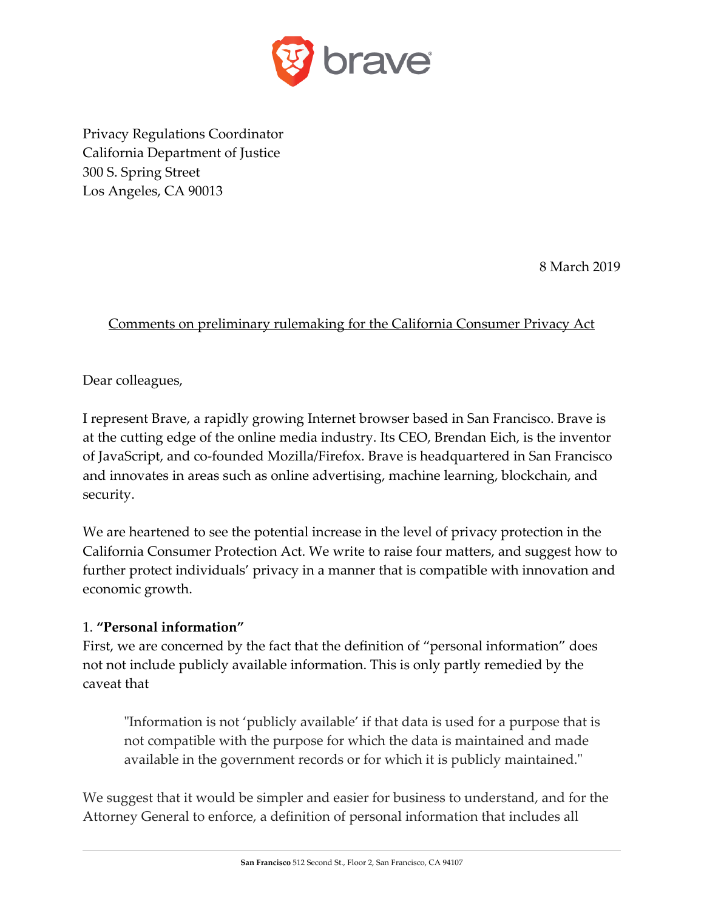Privacy Regulations Coordinator
California Department of Justice
300 S. Spring Street
Los Angeles, CA 90013

8 March 2019

<u>Comments on preliminary rulemaking for the California Consumer Privacy Act</u>

Dear colleagues,

I represent Brave, a rapidly growing Internet browser based in San Francisco. Brave is at the cutting edge of the online media industry. Its CEO, Brendan Eich, is the inventor of JavaScript, and co-founded Mozilla/Firefox. Brave is headquartered in San Francisco and innovates in areas such as online advertising, machine learning, blockchain, and security.

We are heartened to see the potential increase in the level of privacy protection in the California Consumer Protection Act. We write to raise four matters, and suggest how to further protect individuals' privacy in a manner that is compatible with innovation and economic growth.

1. **"Personal information"**
First, we are concerned by the fact that the definition of "personal information" does not not include publicly available information. This is only partly remedied by the caveat that

> "Information is not 'publicly available' if that data is used for a purpose that is not compatible with the purpose for which the data is maintained and made available in the government records or for which it is publicly maintained."

We suggest that it would be simpler and easier for business to understand, and for the Attorney General to enforce, a definition of personal information that includes all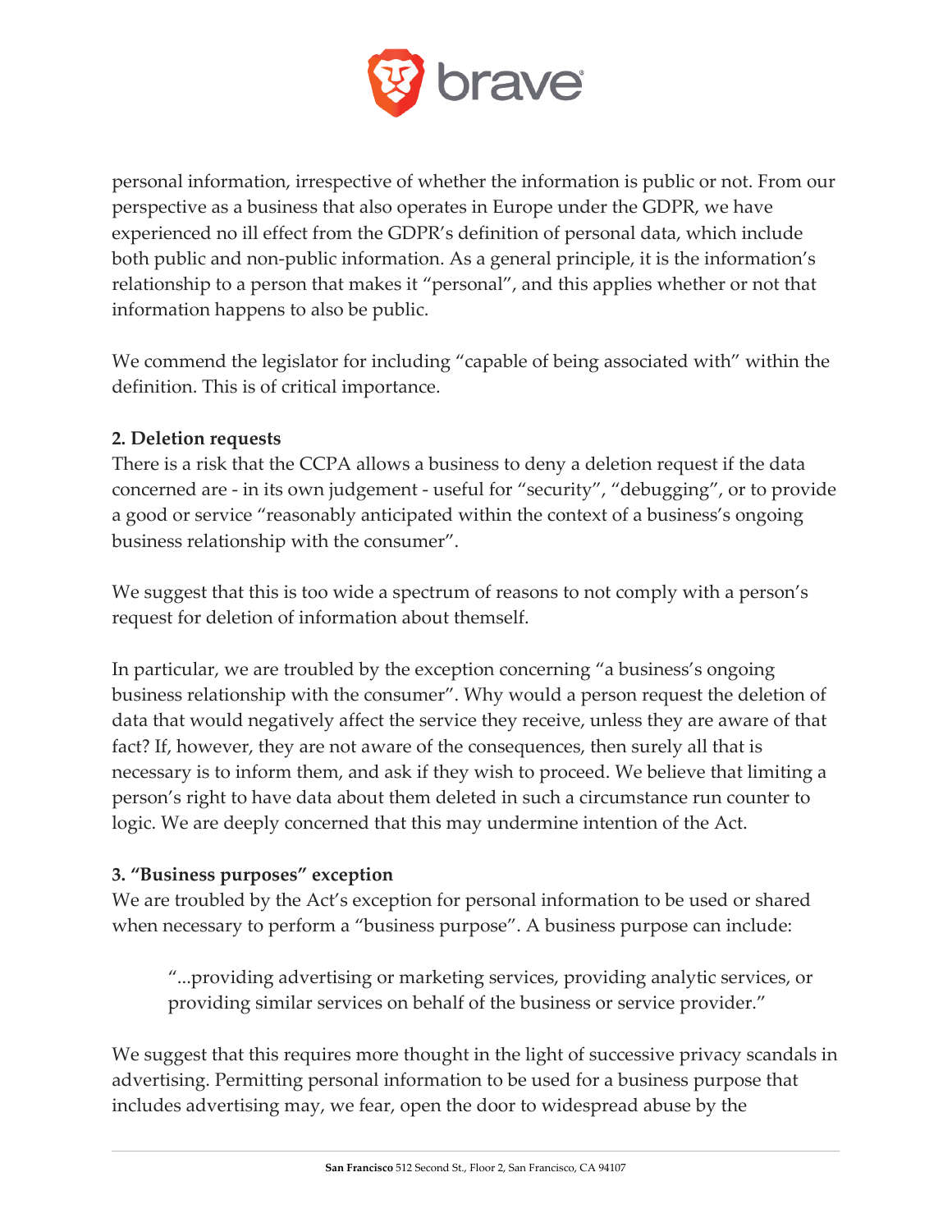personal information, irrespective of whether the information is public or not. From our perspective as a business that also operates in Europe under the GDPR, we have experienced no ill effect from the GDPR's definition of personal data, which include both public and non-public information. As a general principle, it is the information's relationship to a person that makes it "personal", and this applies whether or not that information happens to also be public.

We commend the legislator for including "capable of being associated with" within the definition. This is of critical importance.

**2. Deletion requests**

There is a risk that the CCPA allows a business to deny a deletion request if the data concerned are - in its own judgement - useful for "security", "debugging", or to provide a good or service "reasonably anticipated within the context of a business's ongoing business relationship with the consumer".

We suggest that this is too wide a spectrum of reasons to not comply with a person's request for deletion of information about themself.

In particular, we are troubled by the exception concerning "a business's ongoing business relationship with the consumer". Why would a person request the deletion of data that would negatively affect the service they receive, unless they are aware of that fact? If, however, they are not aware of the consequences, then surely all that is necessary is to inform them, and ask if they wish to proceed. We believe that limiting a person's right to have data about them deleted in such a circumstance run counter to logic. We are deeply concerned that this may undermine intention of the Act.

**3. "Business purposes" exception**

We are troubled by the Act's exception for personal information to be used or shared when necessary to perform a "business purpose". A business purpose can include:

> "...providing advertising or marketing services, providing analytic services, or providing similar services on behalf of the business or service provider."

We suggest that this requires more thought in the light of successive privacy scandals in advertising. Permitting personal information to be used for a business purpose that includes advertising may, we fear, open the door to widespread abuse by the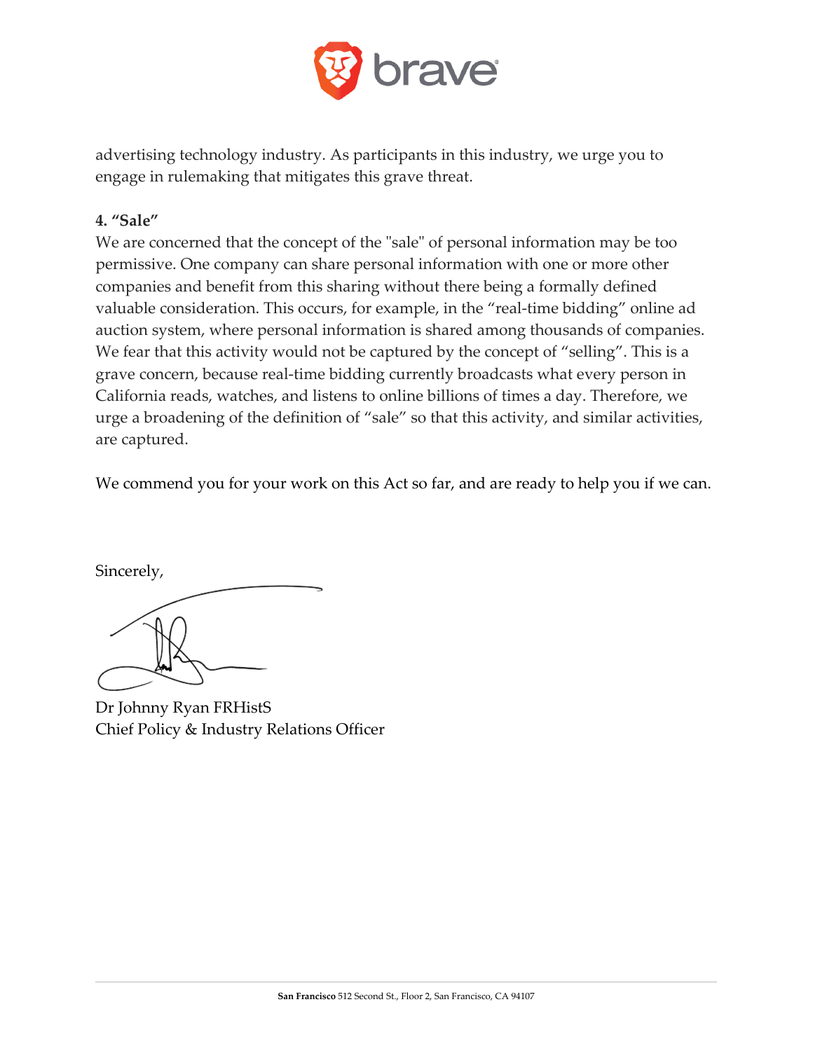advertising technology industry. As participants in this industry, we urge you to engage in rulemaking that mitigates this grave threat.

**4. "Sale"**

We are concerned that the concept of the "sale" of personal information may be too permissive. One company can share personal information with one or more other companies and benefit from this sharing without there being a formally defined valuable consideration. This occurs, for example, in the "real-time bidding" online ad auction system, where personal information is shared among thousands of companies. We fear that this activity would not be captured by the concept of "selling". This is a grave concern, because real-time bidding currently broadcasts what every person in California reads, watches, and listens to online billions of times a day. Therefore, we urge a broadening of the definition of "sale" so that this activity, and similar activities, are captured.

We commend you for your work on this Act so far, and are ready to help you if we can.

Sincerely,

Dr Johnny Ryan FRHistS
Chief Policy & Industry Relations Officer